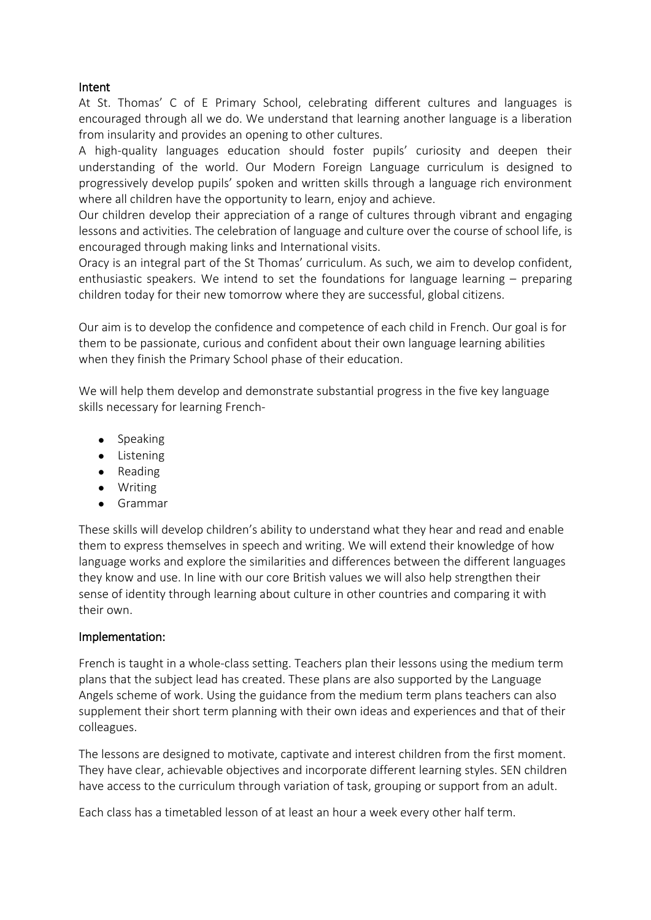## Intent

At St. Thomas' C of E Primary School, celebrating different cultures and languages is encouraged through all we do. We understand that learning another language is a liberation from insularity and provides an opening to other cultures.

A high-quality languages education should foster pupils' curiosity and deepen their understanding of the world. Our Modern Foreign Language curriculum is designed to progressively develop pupils' spoken and written skills through a language rich environment where all children have the opportunity to learn, enjoy and achieve.

Our children develop their appreciation of a range of cultures through vibrant and engaging lessons and activities. The celebration of language and culture over the course of school life, is encouraged through making links and International visits.

Oracy is an integral part of the St Thomas' curriculum. As such, we aim to develop confident, enthusiastic speakers. We intend to set the foundations for language learning – preparing children today for their new tomorrow where they are successful, global citizens.

Our aim is to develop the confidence and competence of each child in French. Our goal is for them to be passionate, curious and confident about their own language learning abilities when they finish the Primary School phase of their education.

We will help them develop and demonstrate substantial progress in the five key language skills necessary for learning French-

- Speaking
- Listening
- Reading
- Writing
- Grammar

These skills will develop children's ability to understand what they hear and read and enable them to express themselves in speech and writing. We will extend their knowledge of how language works and explore the similarities and differences between the different languages they know and use. In line with our core British values we will also help strengthen their sense of identity through learning about culture in other countries and comparing it with their own.

## Implementation:

French is taught in a whole-class setting. Teachers plan their lessons using the medium term plans that the subject lead has created. These plans are also supported by the Language Angels scheme of work. Using the guidance from the medium term plans teachers can also supplement their short term planning with their own ideas and experiences and that of their colleagues.

The lessons are designed to motivate, captivate and interest children from the first moment. They have clear, achievable objectives and incorporate different learning styles. SEN children have access to the curriculum through variation of task, grouping or support from an adult.

Each class has a timetabled lesson of at least an hour a week every other half term.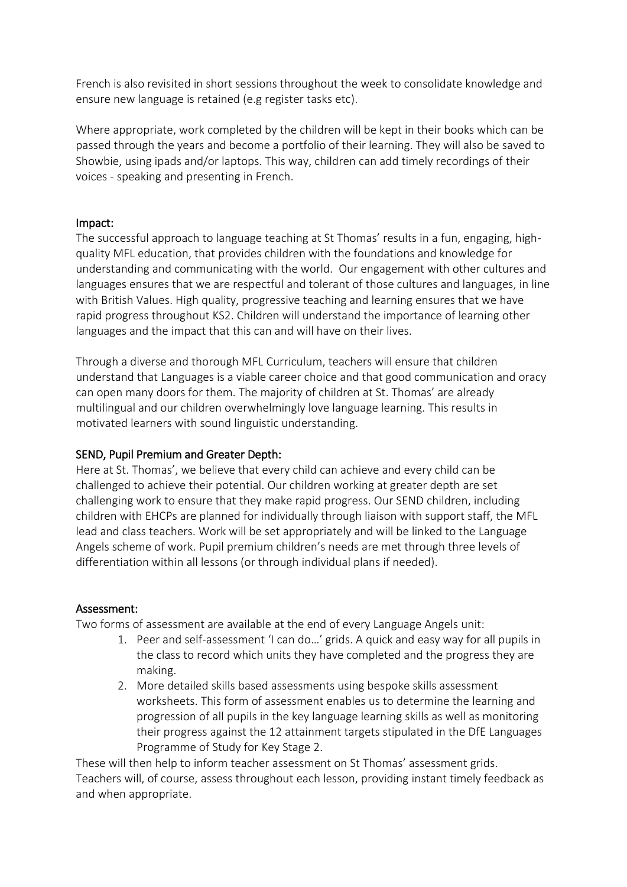French is also revisited in short sessions throughout the week to consolidate knowledge and ensure new language is retained (e.g register tasks etc).

Where appropriate, work completed by the children will be kept in their books which can be passed through the years and become a portfolio of their learning. They will also be saved to Showbie, using ipads and/or laptops. This way, children can add timely recordings of their voices - speaking and presenting in French.

## Impact:

The successful approach to language teaching at St Thomas' results in a fun, engaging, high-quality MFL education, that provides children with the foundations and knowledge for understanding and communicating with the world. Our engagement with other cultures and languages ensures that we are respectful and tolerant of those cultures and languages, in line with British Values. High quality, progressive teaching and learning ensures that we have rapid progress throughout KS2. Children will understand the importance of learning other languages and the impact that this can and will have on their lives.

Through a diverse and thorough MFL Curriculum, teachers will ensure that children understand that Languages is a viable career choice and that good communication and oracy can open many doors for them. The majority of children at St. Thomas' are already multilingual and our children overwhelmingly love language learning. This results in motivated learners with sound linguistic understanding.

## SEND, Pupil Premium and Greater Depth:

Here at St. Thomas', we believe that every child can achieve and every child can be challenged to achieve their potential. Our children working at greater depth are set challenging work to ensure that they make rapid progress. Our SEND children, including children with EHCPs are planned for individually through liaison with support staff, the MFL lead and class teachers. Work will be set appropriately and will be linked to the Language Angels scheme of work. Pupil premium children's needs are met through three levels of differentiation within all lessons (or through individual plans if needed).

## Assessment:

Two forms of assessment are available at the end of every Language Angels unit:

1. Peer and self-assessment 'I can do…' grids. A quick and easy way for all pupils in the class to record which units they have completed and the progress they are making.
2. More detailed skills based assessments using bespoke skills assessment worksheets. This form of assessment enables us to determine the learning and progression of all pupils in the key language learning skills as well as monitoring their progress against the 12 attainment targets stipulated in the DfE Languages Programme of Study for Key Stage 2.

These will then help to inform teacher assessment on St Thomas' assessment grids. Teachers will, of course, assess throughout each lesson, providing instant timely feedback as and when appropriate.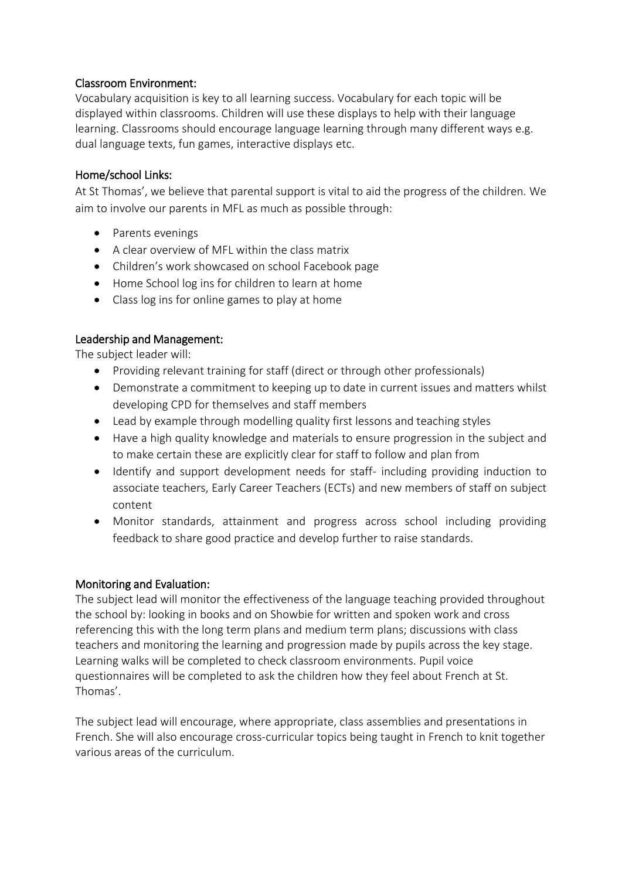## Classroom Environment:

Vocabulary acquisition is key to all learning success. Vocabulary for each topic will be displayed within classrooms. Children will use these displays to help with their language learning. Classrooms should encourage language learning through many different ways e.g. dual language texts, fun games, interactive displays etc.

## Home/school Links:

At St Thomas', we believe that parental support is vital to aid the progress of the children. We aim to involve our parents in MFL as much as possible through:

- Parents evenings
- A clear overview of MFL within the class matrix
- Children's work showcased on school Facebook page
- Home School log ins for children to learn at home
- Class log ins for online games to play at home

## Leadership and Management:

The subject leader will:

- Providing relevant training for staff (direct or through other professionals)
- Demonstrate a commitment to keeping up to date in current issues and matters whilst developing CPD for themselves and staff members
- Lead by example through modelling quality first lessons and teaching styles
- Have a high quality knowledge and materials to ensure progression in the subject and to make certain these are explicitly clear for staff to follow and plan from
- Identify and support development needs for staff- including providing induction to associate teachers, Early Career Teachers (ECTs) and new members of staff on subject content
- Monitor standards, attainment and progress across school including providing feedback to share good practice and develop further to raise standards.

## Monitoring and Evaluation:

The subject lead will monitor the effectiveness of the language teaching provided throughout the school by: looking in books and on Showbie for written and spoken work and cross referencing this with the long term plans and medium term plans; discussions with class teachers and monitoring the learning and progression made by pupils across the key stage. Learning walks will be completed to check classroom environments. Pupil voice questionnaires will be completed to ask the children how they feel about French at St. Thomas'.

The subject lead will encourage, where appropriate, class assemblies and presentations in French. She will also encourage cross-curricular topics being taught in French to knit together various areas of the curriculum.